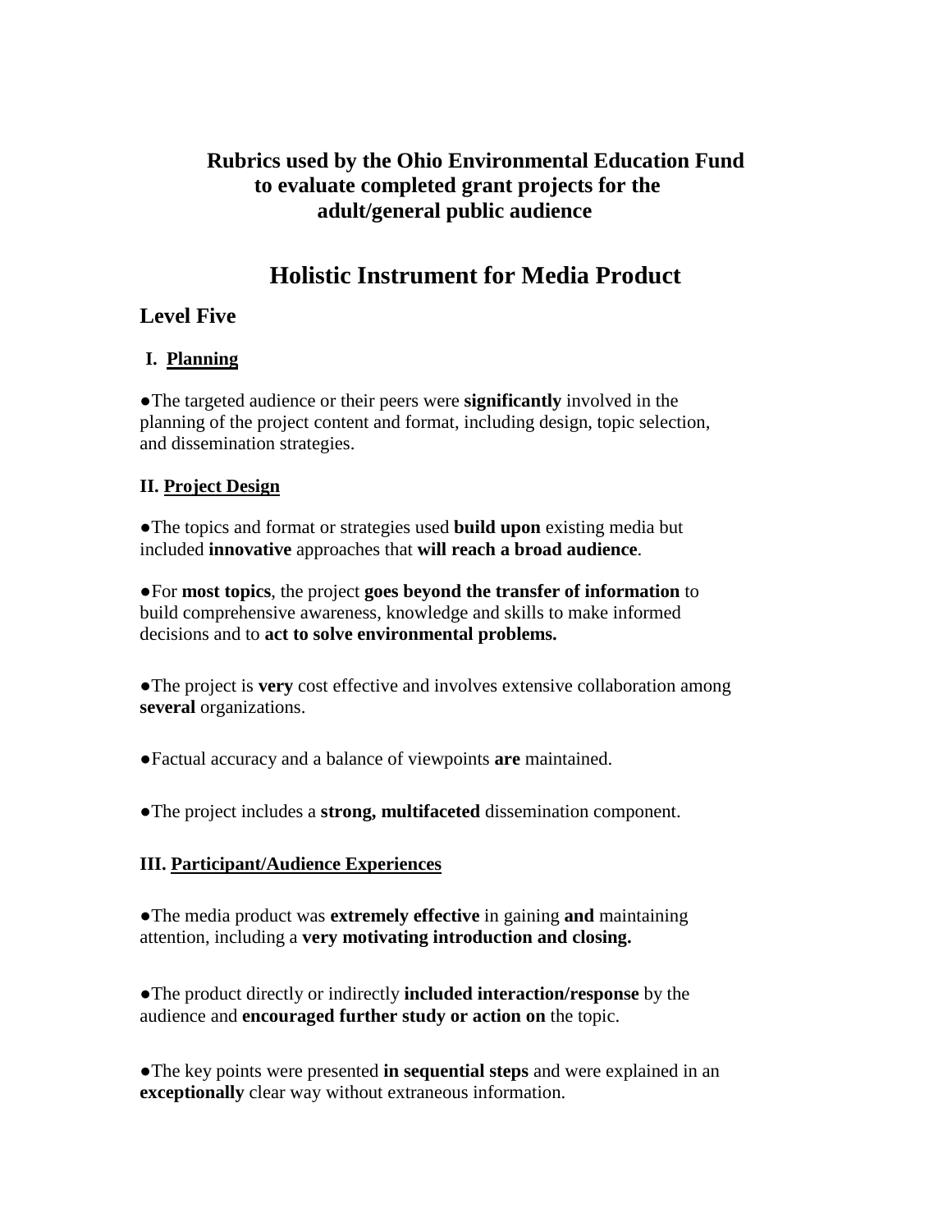# Rubrics used by the Ohio Environmental Education Fund to evaluate completed grant projects for the adult/general public audience

# Holistic Instrument for Media Product

## Level Five

### I. Planning

●The targeted audience or their peers were **significantly** involved in the planning of the project content and format, including design, topic selection, and dissemination strategies.

### II. Project Design

●The topics and format or strategies used **build upon** existing media but included **innovative** approaches that **will reach a broad audience**.

●For **most topics**, the project **goes beyond the transfer of information** to build comprehensive awareness, knowledge and skills to make informed decisions and to **act to solve environmental problems.**

●The project is **very** cost effective and involves extensive collaboration among **several** organizations.

●Factual accuracy and a balance of viewpoints **are** maintained.

●The project includes a **strong, multifaceted** dissemination component.

### III. Participant/Audience Experiences

●The media product was **extremely effective** in gaining **and** maintaining attention, including a **very motivating introduction and closing.**

●The product directly or indirectly **included interaction/response** by the audience and **encouraged further study or action on** the topic.

●The key points were presented **in sequential steps** and were explained in an **exceptionally** clear way without extraneous information.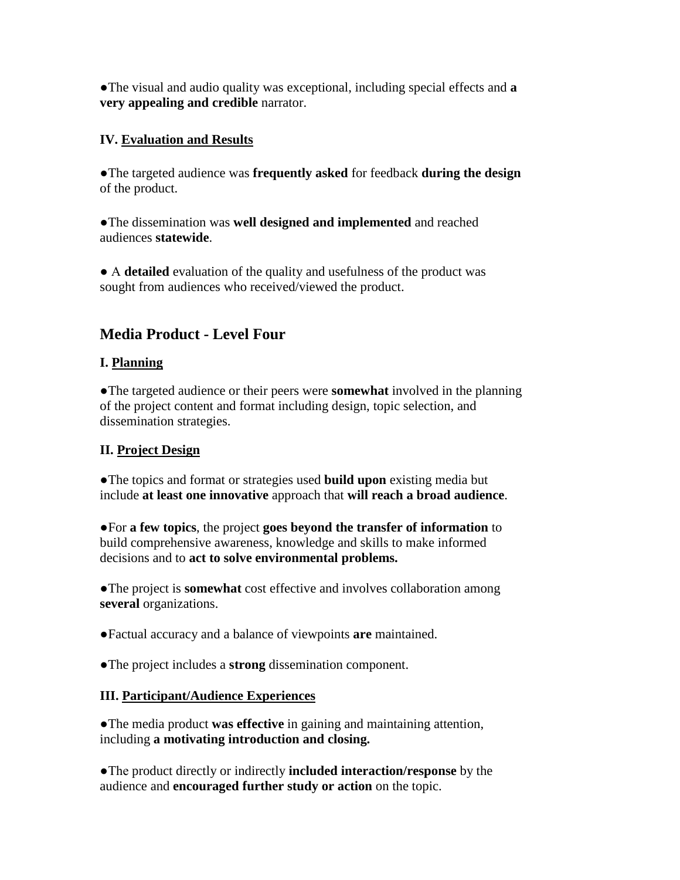●The visual and audio quality was exceptional, including special effects and **a very appealing and credible** narrator.

**IV. Evaluation and Results**

●The targeted audience was **frequently asked** for feedback **during the design** of the product.

●The dissemination was **well designed and implemented** and reached audiences **statewide**.

● A **detailed** evaluation of the quality and usefulness of the product was sought from audiences who received/viewed the product.

## Media Product - Level Four

**I. Planning**

●The targeted audience or their peers were **somewhat** involved in the planning of the project content and format including design, topic selection, and dissemination strategies.

**II. Project Design**

●The topics and format or strategies used **build upon** existing media but include **at least one innovative** approach that **will reach a broad audience**.

●For **a few topics**, the project **goes beyond the transfer of information** to build comprehensive awareness, knowledge and skills to make informed decisions and to **act to solve environmental problems.**

●The project is **somewhat** cost effective and involves collaboration among **several** organizations.

●Factual accuracy and a balance of viewpoints **are** maintained.

●The project includes a **strong** dissemination component.

**III. Participant/Audience Experiences**

●The media product **was effective** in gaining and maintaining attention, including **a motivating introduction and closing.**

●The product directly or indirectly **included interaction/response** by the audience and **encouraged further study or action** on the topic.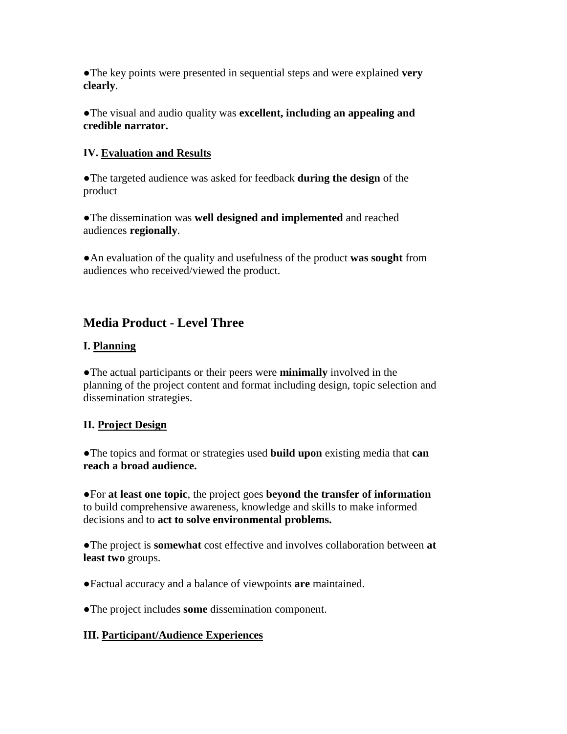●The key points were presented in sequential steps and were explained **very clearly**.

●The visual and audio quality was **excellent, including an appealing and credible narrator.**

### IV. <u>Evaluation and Results</u>

●The targeted audience was asked for feedback **during the design** of the product

●The dissemination was **well designed and implemented** and reached audiences **regionally**.

●An evaluation of the quality and usefulness of the product **was sought** from audiences who received/viewed the product.

## Media Product - Level Three

### I. <u>Planning</u>

●The actual participants or their peers were **minimally** involved in the planning of the project content and format including design, topic selection and dissemination strategies.

### II. <u>Project Design</u>

●The topics and format or strategies used **build upon** existing media that **can reach a broad audience.**

●For **at least one topic**, the project goes **beyond the transfer of information** to build comprehensive awareness, knowledge and skills to make informed decisions and to **act to solve environmental problems.**

●The project is **somewhat** cost effective and involves collaboration between **at least two** groups.

●Factual accuracy and a balance of viewpoints **are** maintained.

●The project includes **some** dissemination component.

### III. <u>Participant/Audience Experiences</u>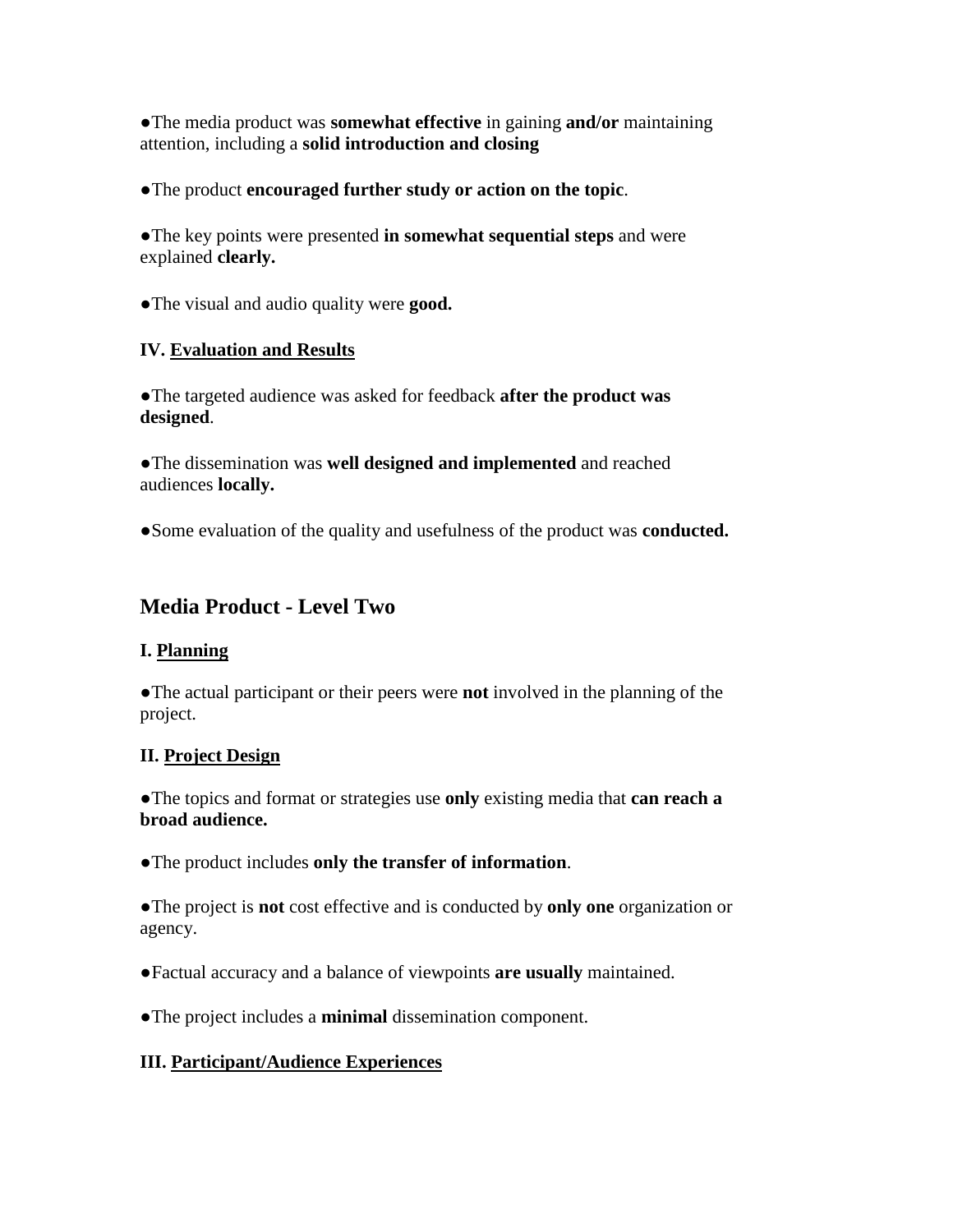●The media product was **somewhat effective** in gaining **and/or** maintaining attention, including a **solid introduction and closing**

●The product **encouraged further study or action on the topic**.

●The key points were presented **in somewhat sequential steps** and were explained **clearly.**

●The visual and audio quality were **good.**

**IV. <u>Evaluation and Results</u>**

●The targeted audience was asked for feedback **after the product was designed**.

●The dissemination was **well designed and implemented** and reached audiences **locally.**

●Some evaluation of the quality and usefulness of the product was **conducted.**

## Media Product - Level Two

**I. <u>Planning</u>**

●The actual participant or their peers were **not** involved in the planning of the project.

**II. <u>Project Design</u>**

●The topics and format or strategies use **only** existing media that **can reach a broad audience.**

●The product includes **only the transfer of information**.

●The project is **not** cost effective and is conducted by **only one** organization or agency.

●Factual accuracy and a balance of viewpoints **are usually** maintained.

●The project includes a **minimal** dissemination component.

**III. <u>Participant/Audience Experiences</u>**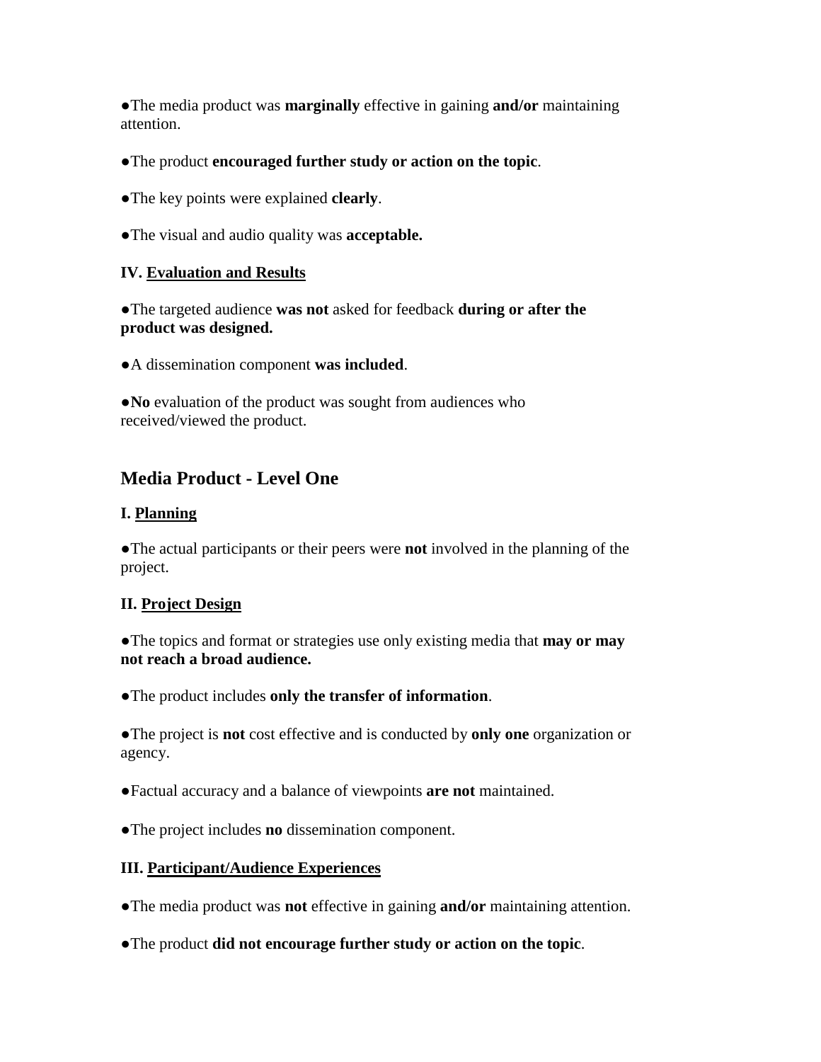●The media product was **marginally** effective in gaining **and/or** maintaining attention.

●The product **encouraged further study or action on the topic**.

●The key points were explained **clearly**.

●The visual and audio quality was **acceptable.**

**IV. Evaluation and Results**

●The targeted audience **was not** asked for feedback **during or after the product was designed.**

●A dissemination component **was included**.

●**No** evaluation of the product was sought from audiences who received/viewed the product.

## Media Product - Level One

**I. Planning**

●The actual participants or their peers were **not** involved in the planning of the project.

**II. Project Design**

●The topics and format or strategies use only existing media that **may or may not reach a broad audience.**

●The product includes **only the transfer of information**.

●The project is **not** cost effective and is conducted by **only one** organization or agency.

●Factual accuracy and a balance of viewpoints **are not** maintained.

●The project includes **no** dissemination component.

**III. Participant/Audience Experiences**

●The media product was **not** effective in gaining **and/or** maintaining attention.

●The product **did not encourage further study or action on the topic**.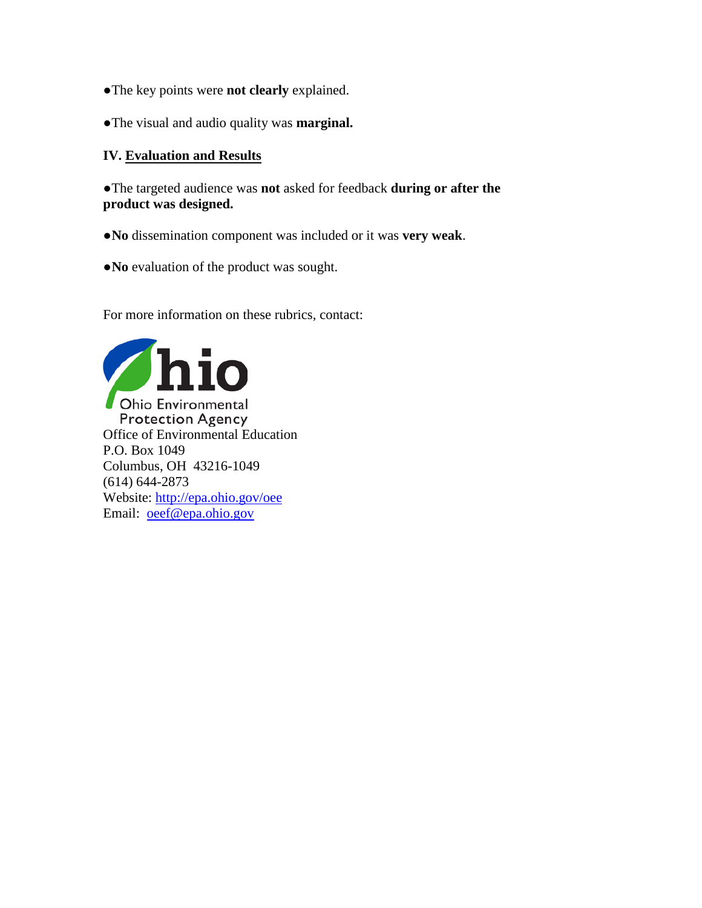- The key points were **not clearly** explained.

- The visual and audio quality was **marginal.**

## IV. Evaluation and Results

- The targeted audience was **not** asked for feedback **during or after the product was designed.**

- **No** dissemination component was included or it was **very weak**.

- **No** evaluation of the product was sought.

For more information on these rubrics, contact:

Ohio Environmental Protection Agency
Office of Environmental Education
P.O. Box 1049
Columbus, OH 43216-1049
(614) 644-2873
Website: http://epa.ohio.gov/oee
Email: oeef@epa.ohio.gov